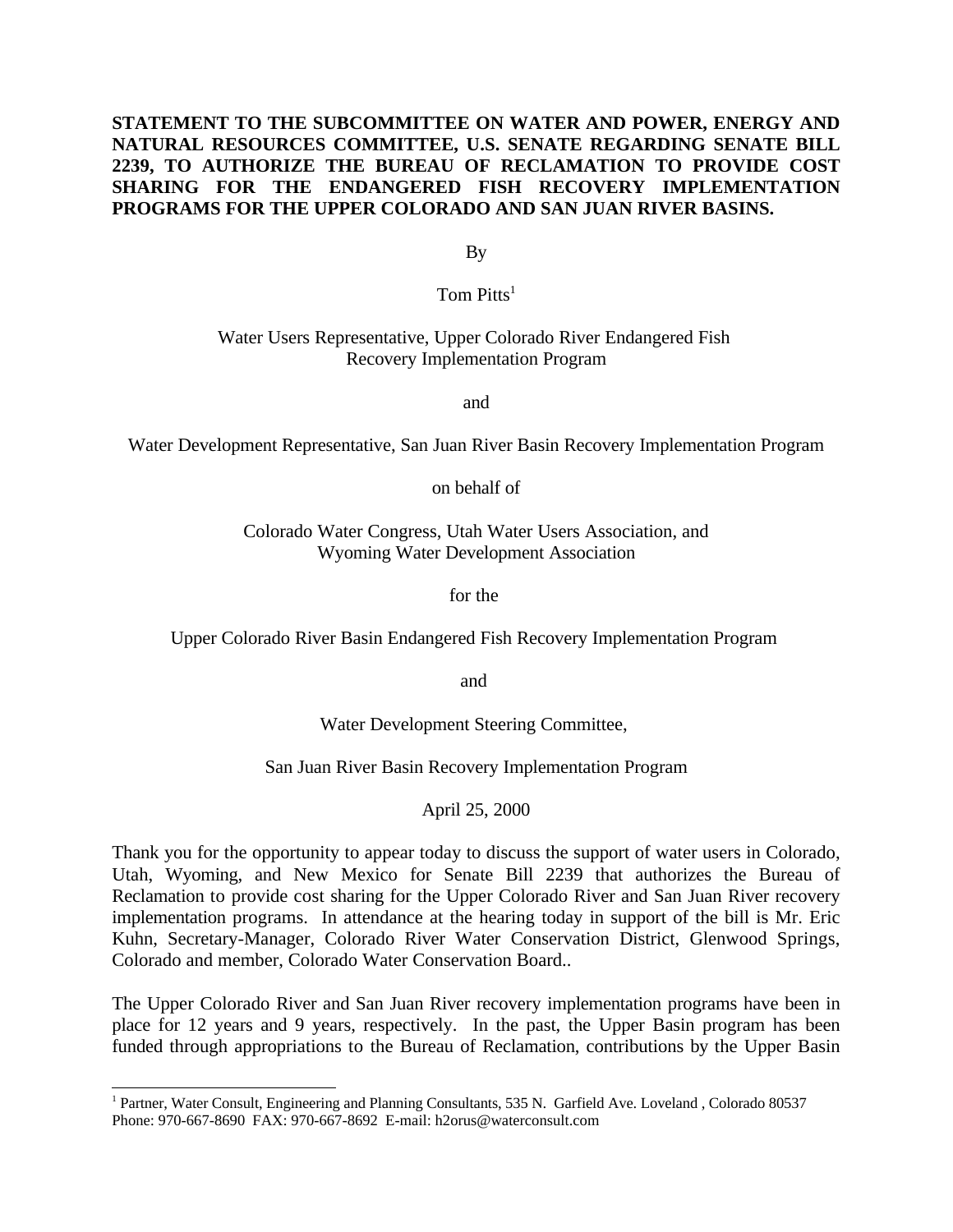**STATEMENT TO THE SUBCOMMITTEE ON WATER AND POWER, ENERGY AND NATURAL RESOURCES COMMITTEE, U.S. SENATE REGARDING SENATE BILL 2239, TO AUTHORIZE THE BUREAU OF RECLAMATION TO PROVIDE COST SHARING FOR THE ENDANGERED FISH RECOVERY IMPLEMENTATION PROGRAMS FOR THE UPPER COLORADO AND SAN JUAN RIVER BASINS.**

By

Tom Pitts[1]

Water Users Representative, Upper Colorado River Endangered Fish Recovery Implementation Program

and

Water Development Representative, San Juan River Basin Recovery Implementation Program

on behalf of

Colorado Water Congress, Utah Water Users Association, and Wyoming Water Development Association

for the

Upper Colorado River Basin Endangered Fish Recovery Implementation Program

and

Water Development Steering Committee,

San Juan River Basin Recovery Implementation Program

April 25, 2000

Thank you for the opportunity to appear today to discuss the support of water users in Colorado, Utah, Wyoming, and New Mexico for Senate Bill 2239 that authorizes the Bureau of Reclamation to provide cost sharing for the Upper Colorado River and San Juan River recovery implementation programs. In attendance at the hearing today in support of the bill is Mr. Eric Kuhn, Secretary-Manager, Colorado River Water Conservation District, Glenwood Springs, Colorado and member, Colorado Water Conservation Board..

The Upper Colorado River and San Juan River recovery implementation programs have been in place for 12 years and 9 years, respectively. In the past, the Upper Basin program has been funded through appropriations to the Bureau of Reclamation, contributions by the Upper Basin

[1] Partner, Water Consult, Engineering and Planning Consultants, 535 N. Garfield Ave. Loveland , Colorado 80537 Phone: 970-667-8690 FAX: 970-667-8692 E-mail: h2orus@waterconsult.com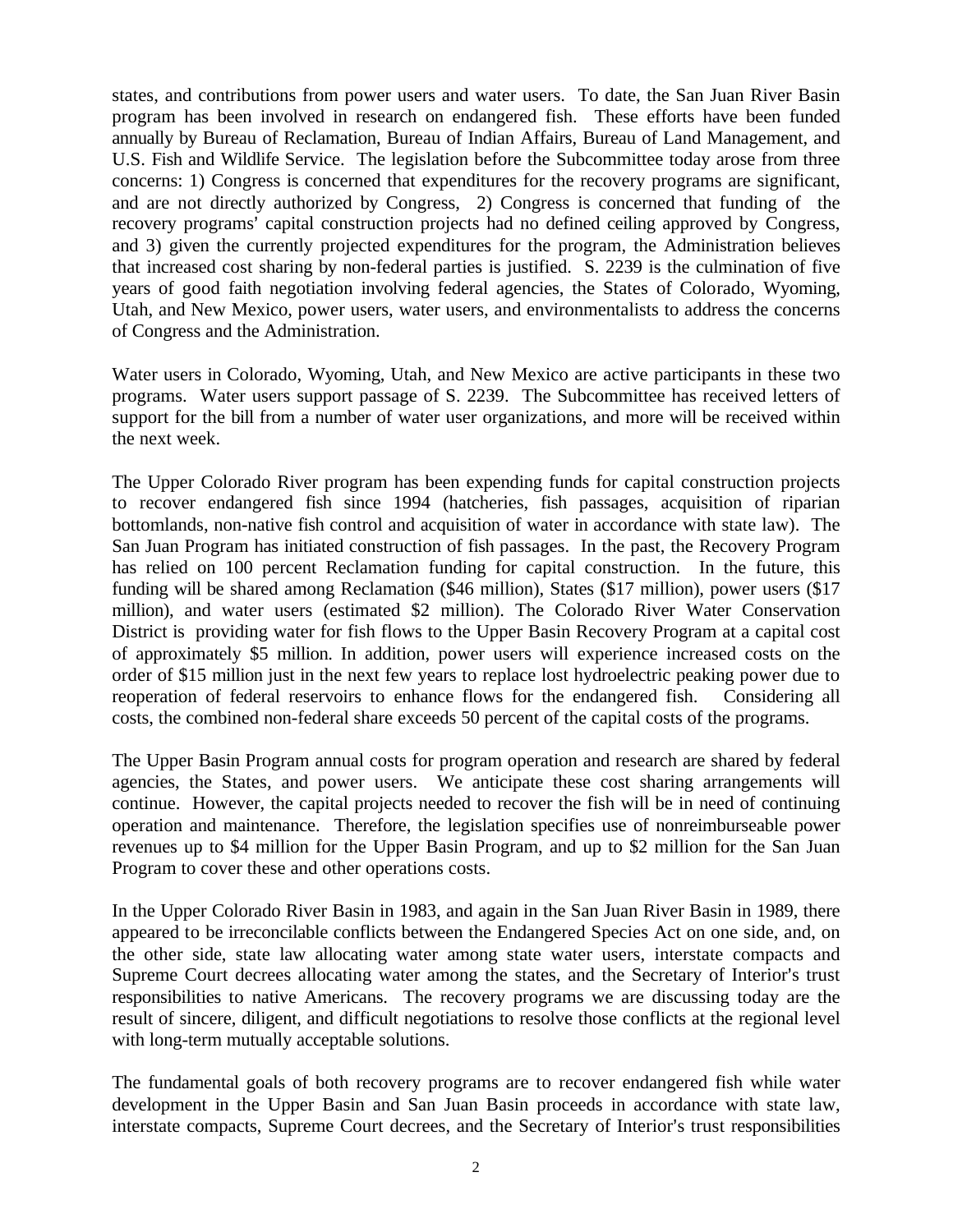states, and contributions from power users and water users. To date, the San Juan River Basin program has been involved in research on endangered fish. These efforts have been funded annually by Bureau of Reclamation, Bureau of Indian Affairs, Bureau of Land Management, and U.S. Fish and Wildlife Service. The legislation before the Subcommittee today arose from three concerns: 1) Congress is concerned that expenditures for the recovery programs are significant, and are not directly authorized by Congress, 2) Congress is concerned that funding of the recovery programs' capital construction projects had no defined ceiling approved by Congress, and 3) given the currently projected expenditures for the program, the Administration believes that increased cost sharing by non-federal parties is justified. S. 2239 is the culmination of five years of good faith negotiation involving federal agencies, the States of Colorado, Wyoming, Utah, and New Mexico, power users, water users, and environmentalists to address the concerns of Congress and the Administration.

Water users in Colorado, Wyoming, Utah, and New Mexico are active participants in these two programs. Water users support passage of S. 2239. The Subcommittee has received letters of support for the bill from a number of water user organizations, and more will be received within the next week.

The Upper Colorado River program has been expending funds for capital construction projects to recover endangered fish since 1994 (hatcheries, fish passages, acquisition of riparian bottomlands, non-native fish control and acquisition of water in accordance with state law). The San Juan Program has initiated construction of fish passages. In the past, the Recovery Program has relied on 100 percent Reclamation funding for capital construction. In the future, this funding will be shared among Reclamation ($46 million), States ($17 million), power users ($17 million), and water users (estimated $2 million). The Colorado River Water Conservation District is providing water for fish flows to the Upper Basin Recovery Program at a capital cost of approximately $5 million. In addition, power users will experience increased costs on the order of $15 million just in the next few years to replace lost hydroelectric peaking power due to reoperation of federal reservoirs to enhance flows for the endangered fish. Considering all costs, the combined non-federal share exceeds 50 percent of the capital costs of the programs.

The Upper Basin Program annual costs for program operation and research are shared by federal agencies, the States, and power users. We anticipate these cost sharing arrangements will continue. However, the capital projects needed to recover the fish will be in need of continuing operation and maintenance. Therefore, the legislation specifies use of nonreimburseable power revenues up to $4 million for the Upper Basin Program, and up to $2 million for the San Juan Program to cover these and other operations costs.

In the Upper Colorado River Basin in 1983, and again in the San Juan River Basin in 1989, there appeared to be irreconcilable conflicts between the Endangered Species Act on one side, and, on the other side, state law allocating water among state water users, interstate compacts and Supreme Court decrees allocating water among the states, and the Secretary of Interior's trust responsibilities to native Americans. The recovery programs we are discussing today are the result of sincere, diligent, and difficult negotiations to resolve those conflicts at the regional level with long-term mutually acceptable solutions.

The fundamental goals of both recovery programs are to recover endangered fish while water development in the Upper Basin and San Juan Basin proceeds in accordance with state law, interstate compacts, Supreme Court decrees, and the Secretary of Interior's trust responsibilities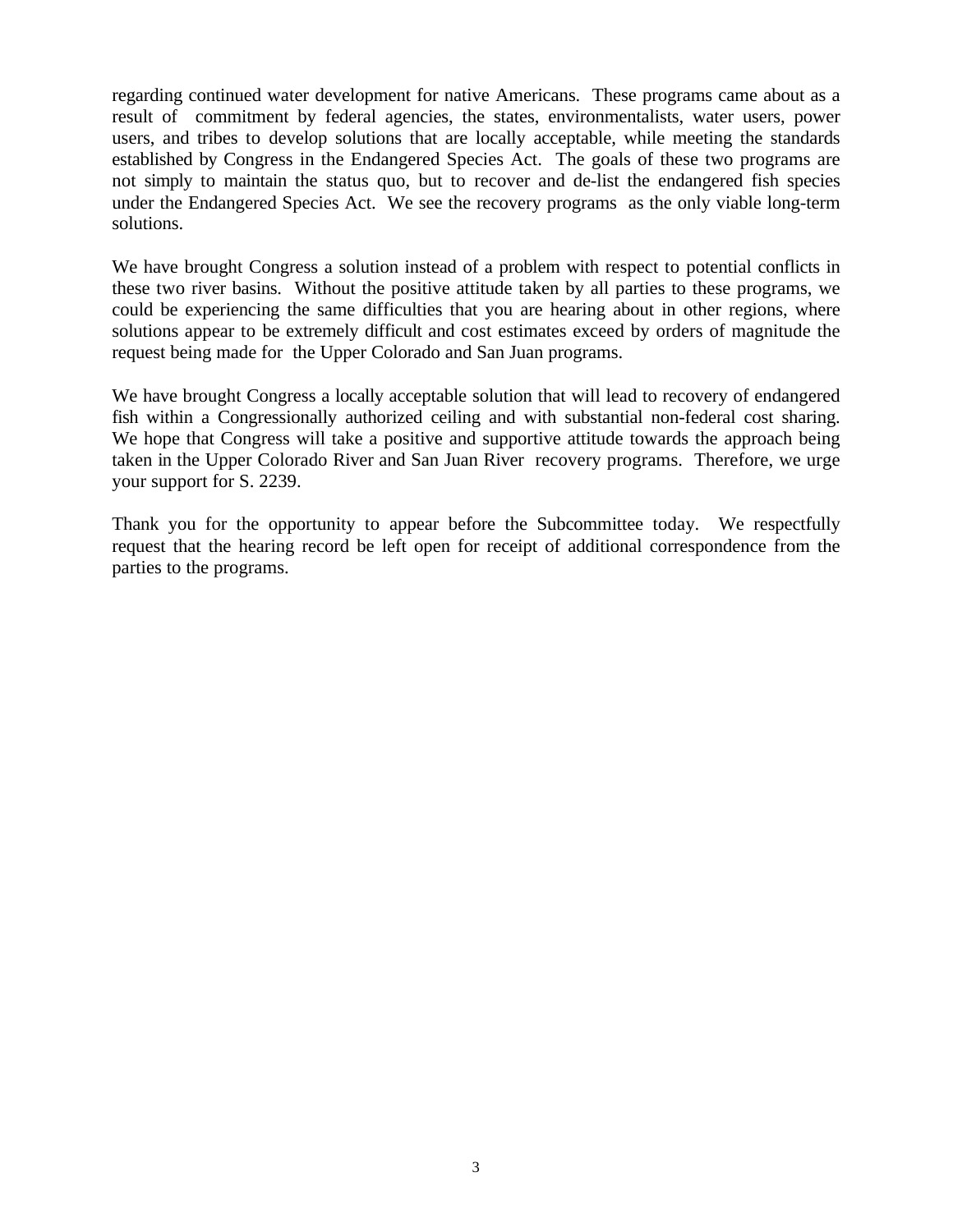regarding continued water development for native Americans. These programs came about as a result of commitment by federal agencies, the states, environmentalists, water users, power users, and tribes to develop solutions that are locally acceptable, while meeting the standards established by Congress in the Endangered Species Act. The goals of these two programs are not simply to maintain the status quo, but to recover and de-list the endangered fish species under the Endangered Species Act. We see the recovery programs as the only viable long-term solutions.

We have brought Congress a solution instead of a problem with respect to potential conflicts in these two river basins. Without the positive attitude taken by all parties to these programs, we could be experiencing the same difficulties that you are hearing about in other regions, where solutions appear to be extremely difficult and cost estimates exceed by orders of magnitude the request being made for the Upper Colorado and San Juan programs.

We have brought Congress a locally acceptable solution that will lead to recovery of endangered fish within a Congressionally authorized ceiling and with substantial non-federal cost sharing. We hope that Congress will take a positive and supportive attitude towards the approach being taken in the Upper Colorado River and San Juan River recovery programs. Therefore, we urge your support for S. 2239.

Thank you for the opportunity to appear before the Subcommittee today. We respectfully request that the hearing record be left open for receipt of additional correspondence from the parties to the programs.